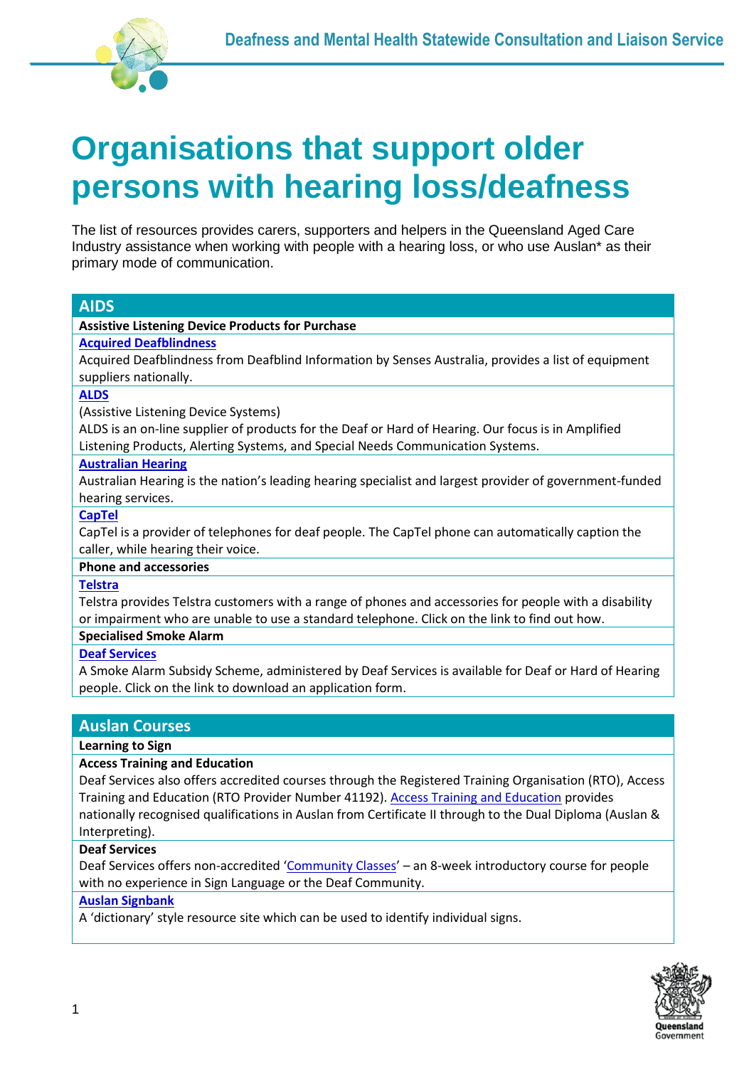# Organisations that support older persons with hearing loss/deafness

The list of resources provides carers, supporters and helpers in the Queensland Aged Care Industry assistance when working with people with a hearing loss, or who use Auslan* as their primary mode of communication.

## AIDS

**Assistive Listening Device Products for Purchase**

**Acquired Deafblindness**

Acquired Deafblindness from Deafblind Information by Senses Australia, provides a list of equipment suppliers nationally.

**ALDS**

(Assistive Listening Device Systems)

ALDS is an on-line supplier of products for the Deaf or Hard of Hearing. Our focus is in Amplified Listening Products, Alerting Systems, and Special Needs Communication Systems.

**Australian Hearing**

Australian Hearing is the nation's leading hearing specialist and largest provider of government-funded hearing services.

**CapTel**

CapTel is a provider of telephones for deaf people. The CapTel phone can automatically caption the caller, while hearing their voice.

**Phone and accessories**

**Telstra**

Telstra provides Telstra customers with a range of phones and accessories for people with a disability or impairment who are unable to use a standard telephone. Click on the link to find out how.

**Specialised Smoke Alarm**

**Deaf Services**

A Smoke Alarm Subsidy Scheme, administered by Deaf Services is available for Deaf or Hard of Hearing people. Click on the link to download an application form.

## Auslan Courses

**Learning to Sign**

**Access Training and Education**

Deaf Services also offers accredited courses through the Registered Training Organisation (RTO), Access Training and Education (RTO Provider Number 41192). Access Training and Education provides nationally recognised qualifications in Auslan from Certificate II through to the Dual Diploma (Auslan & Interpreting).

**Deaf Services**

Deaf Services offers non-accredited 'Community Classes' – an 8-week introductory course for people with no experience in Sign Language or the Deaf Community.

**Auslan Signbank**

A 'dictionary' style resource site which can be used to identify individual signs.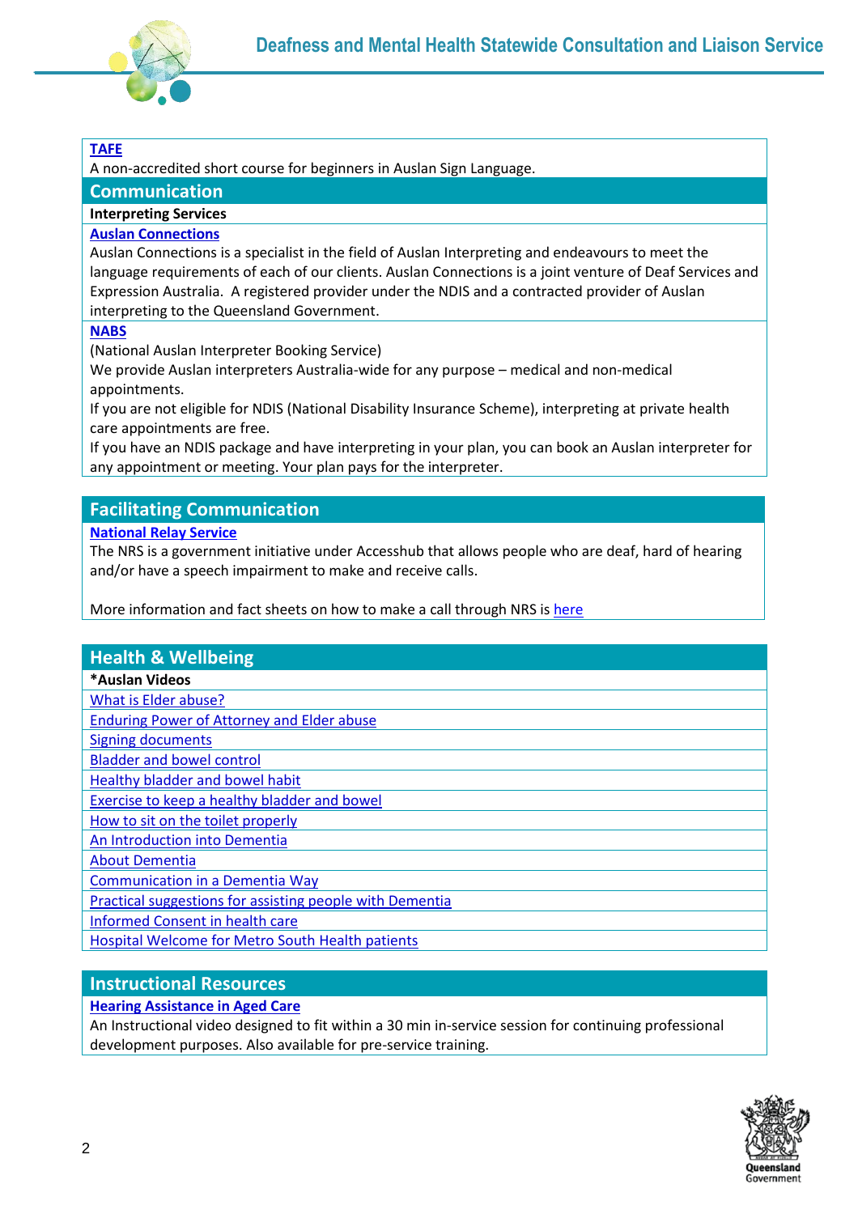**TAFE**

A non-accredited short course for beginners in Auslan Sign Language.

## Communication

**Interpreting Services**

**Auslan Connections**

Auslan Connections is a specialist in the field of Auslan Interpreting and endeavours to meet the language requirements of each of our clients. Auslan Connections is a joint venture of Deaf Services and Expression Australia. A registered provider under the NDIS and a contracted provider of Auslan interpreting to the Queensland Government.

**NABS**

(National Auslan Interpreter Booking Service)

We provide Auslan interpreters Australia-wide for any purpose – medical and non-medical appointments.

If you are not eligible for NDIS (National Disability Insurance Scheme), interpreting at private health care appointments are free.

If you have an NDIS package and have interpreting in your plan, you can book an Auslan interpreter for any appointment or meeting. Your plan pays for the interpreter.

## Facilitating Communication

**National Relay Service**

The NRS is a government initiative under Accesshub that allows people who are deaf, hard of hearing and/or have a speech impairment to make and receive calls.

More information and fact sheets on how to make a call through NRS is here

## Health & Wellbeing

**\*Auslan Videos**

- What is Elder abuse?
- Enduring Power of Attorney and Elder abuse
- Signing documents
- Bladder and bowel control
- Healthy bladder and bowel habit
- Exercise to keep a healthy bladder and bowel
- How to sit on the toilet properly
- An Introduction into Dementia
- About Dementia
- Communication in a Dementia Way
- Practical suggestions for assisting people with Dementia
- Informed Consent in health care
- Hospital Welcome for Metro South Health patients

## Instructional Resources

**Hearing Assistance in Aged Care**

An Instructional video designed to fit within a 30 min in-service session for continuing professional development purposes. Also available for pre-service training.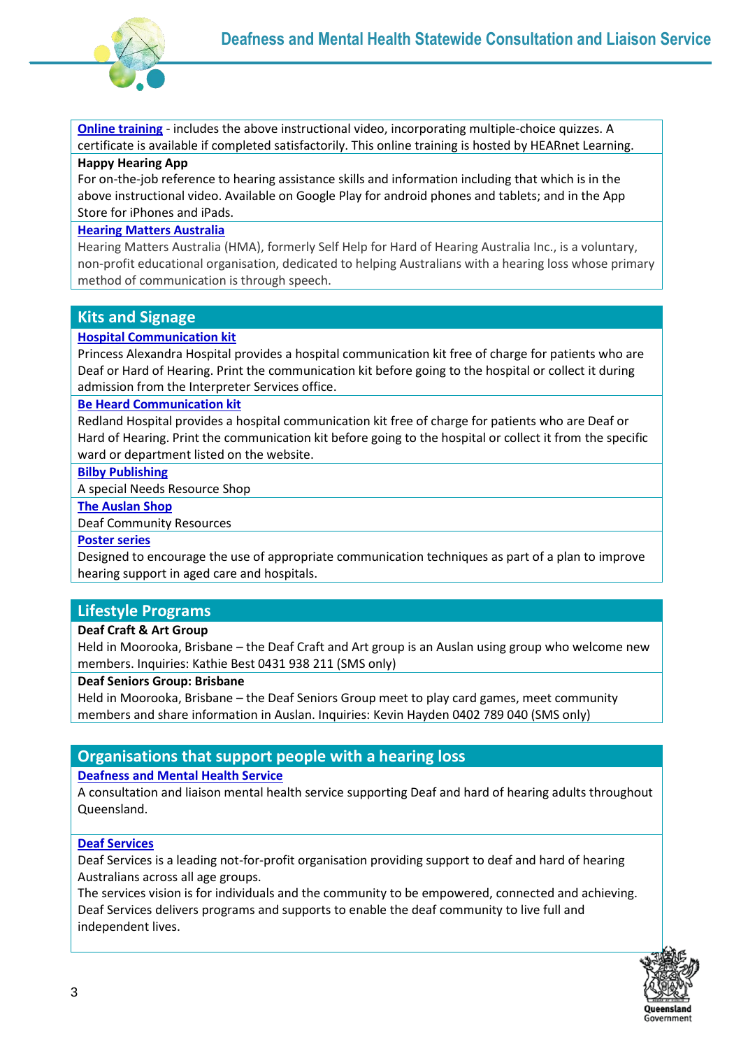**Online training** - includes the above instructional video, incorporating multiple-choice quizzes. A certificate is available if completed satisfactorily. This online training is hosted by HEARnet Learning.

**Happy Hearing App**

For on-the-job reference to hearing assistance skills and information including that which is in the above instructional video. Available on Google Play for android phones and tablets; and in the App Store for iPhones and iPads.

**Hearing Matters Australia**

Hearing Matters Australia (HMA), formerly Self Help for Hard of Hearing Australia Inc., is a voluntary, non-profit educational organisation, dedicated to helping Australians with a hearing loss whose primary method of communication is through speech.

## Kits and Signage

**Hospital Communication kit**

Princess Alexandra Hospital provides a hospital communication kit free of charge for patients who are Deaf or Hard of Hearing. Print the communication kit before going to the hospital or collect it during admission from the Interpreter Services office.

**Be Heard Communication kit**

Redland Hospital provides a hospital communication kit free of charge for patients who are Deaf or Hard of Hearing. Print the communication kit before going to the hospital or collect it from the specific ward or department listed on the website.

**Bilby Publishing**

A special Needs Resource Shop

**The Auslan Shop**

Deaf Community Resources

**Poster series**

Designed to encourage the use of appropriate communication techniques as part of a plan to improve hearing support in aged care and hospitals.

## Lifestyle Programs

**Deaf Craft & Art Group**

Held in Moorooka, Brisbane – the Deaf Craft and Art group is an Auslan using group who welcome new members. Inquiries: Kathie Best 0431 938 211 (SMS only)

**Deaf Seniors Group: Brisbane**

Held in Moorooka, Brisbane – the Deaf Seniors Group meet to play card games, meet community members and share information in Auslan. Inquiries: Kevin Hayden 0402 789 040 (SMS only)

## Organisations that support people with a hearing loss

**Deafness and Mental Health Service**

A consultation and liaison mental health service supporting Deaf and hard of hearing adults throughout Queensland.

**Deaf Services**

Deaf Services is a leading not-for-profit organisation providing support to deaf and hard of hearing Australians across all age groups.

The services vision is for individuals and the community to be empowered, connected and achieving. Deaf Services delivers programs and supports to enable the deaf community to live full and independent lives.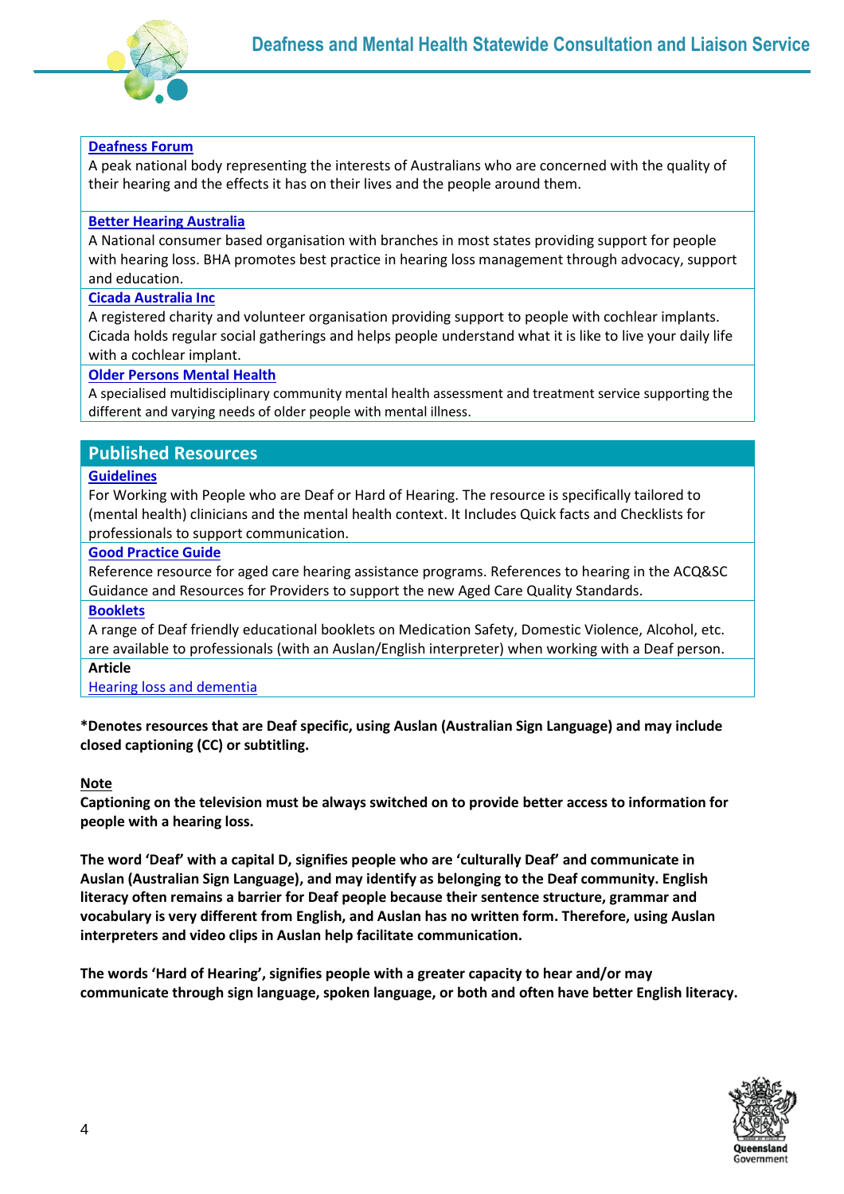**Deafness Forum**
A peak national body representing the interests of Australians who are concerned with the quality of their hearing and the effects it has on their lives and the people around them.

**Better Hearing Australia**
A National consumer based organisation with branches in most states providing support for people with hearing loss. BHA promotes best practice in hearing loss management through advocacy, support and education.

**Cicada Australia Inc**
A registered charity and volunteer organisation providing support to people with cochlear implants. Cicada holds regular social gatherings and helps people understand what it is like to live your daily life with a cochlear implant.

**Older Persons Mental Health**
A specialised multidisciplinary community mental health assessment and treatment service supporting the different and varying needs of older people with mental illness.

## Published Resources

**Guidelines**
For Working with People who are Deaf or Hard of Hearing. The resource is specifically tailored to (mental health) clinicians and the mental health context. It Includes Quick facts and Checklists for professionals to support communication.

**Good Practice Guide**
Reference resource for aged care hearing assistance programs. References to hearing in the ACQ&SC Guidance and Resources for Providers to support the new Aged Care Quality Standards.

**Booklets**
A range of Deaf friendly educational booklets on Medication Safety, Domestic Violence, Alcohol, etc. are available to professionals (with an Auslan/English interpreter) when working with a Deaf person.

**Article**
Hearing loss and dementia

**\*Denotes resources that are Deaf specific, using Auslan (Australian Sign Language) and may include closed captioning (CC) or subtitling.**

**Note**
**Captioning on the television must be always switched on to provide better access to information for people with a hearing loss.**

**The word 'Deaf' with a capital D, signifies people who are 'culturally Deaf' and communicate in Auslan (Australian Sign Language), and may identify as belonging to the Deaf community. English literacy often remains a barrier for Deaf people because their sentence structure, grammar and vocabulary is very different from English, and Auslan has no written form. Therefore, using Auslan interpreters and video clips in Auslan help facilitate communication.**

**The words 'Hard of Hearing', signifies people with a greater capacity to hear and/or may communicate through sign language, spoken language, or both and often have better English literacy.**